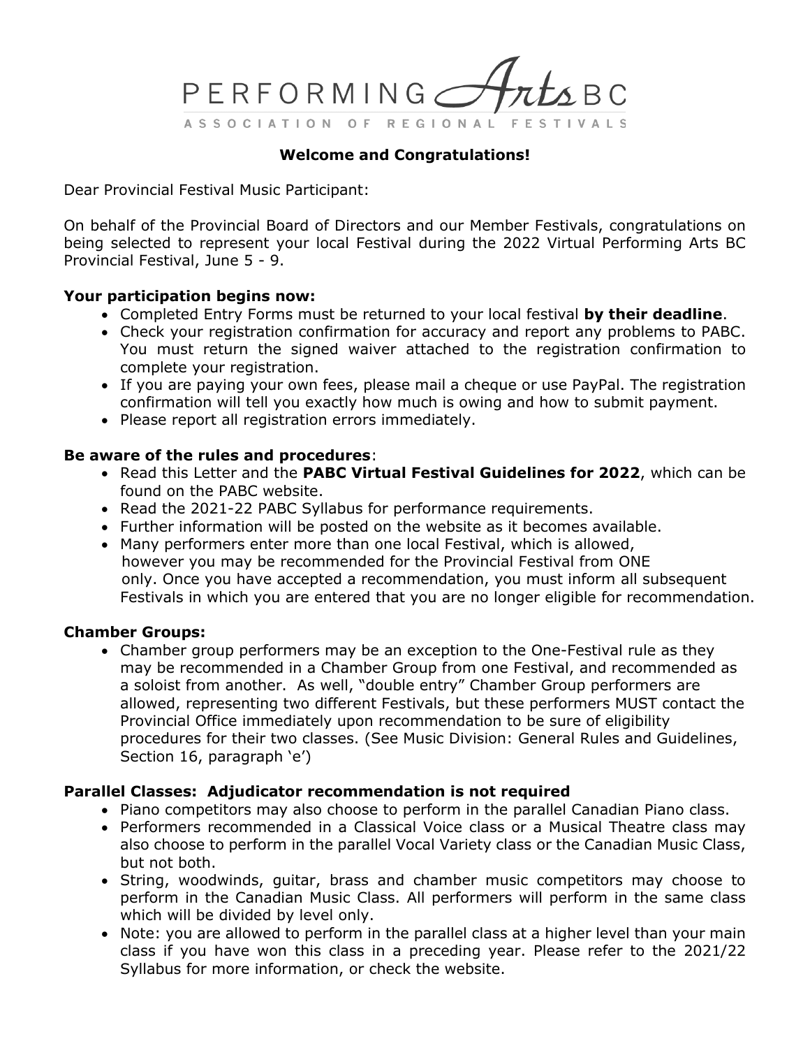PERFORMING Arts BC

ASSOCIATION OF REGIONAL FESTIVALS

**Welcome and Congratulations!**

Dear Provincial Festival Music Participant:

On behalf of the Provincial Board of Directors and our Member Festivals, congratulations on being selected to represent your local Festival during the 2022 Virtual Performing Arts BC Provincial Festival, June 5 - 9.

**Your participation begins now:**

- Completed Entry Forms must be returned to your local festival **by their deadline**.
- Check your registration confirmation for accuracy and report any problems to PABC. You must return the signed waiver attached to the registration confirmation to complete your registration.
- If you are paying your own fees, please mail a cheque or use PayPal. The registration confirmation will tell you exactly how much is owing and how to submit payment.
- Please report all registration errors immediately.

**Be aware of the rules and procedures**:

- Read this Letter and the **PABC Virtual Festival Guidelines for 2022**, which can be found on the PABC website.
- Read the 2021-22 PABC Syllabus for performance requirements.
- Further information will be posted on the website as it becomes available.
- Many performers enter more than one local Festival, which is allowed, however you may be recommended for the Provincial Festival from ONE only. Once you have accepted a recommendation, you must inform all subsequent Festivals in which you are entered that you are no longer eligible for recommendation.

**Chamber Groups:**

- Chamber group performers may be an exception to the One-Festival rule as they may be recommended in a Chamber Group from one Festival, and recommended as a soloist from another. As well, "double entry" Chamber Group performers are allowed, representing two different Festivals, but these performers MUST contact the Provincial Office immediately upon recommendation to be sure of eligibility procedures for their two classes. (See Music Division: General Rules and Guidelines, Section 16, paragraph 'e')

**Parallel Classes: Adjudicator recommendation is not required**

- Piano competitors may also choose to perform in the parallel Canadian Piano class.
- Performers recommended in a Classical Voice class or a Musical Theatre class may also choose to perform in the parallel Vocal Variety class or the Canadian Music Class, but not both.
- String, woodwinds, guitar, brass and chamber music competitors may choose to perform in the Canadian Music Class. All performers will perform in the same class which will be divided by level only.
- Note: you are allowed to perform in the parallel class at a higher level than your main class if you have won this class in a preceding year. Please refer to the 2021/22 Syllabus for more information, or check the website.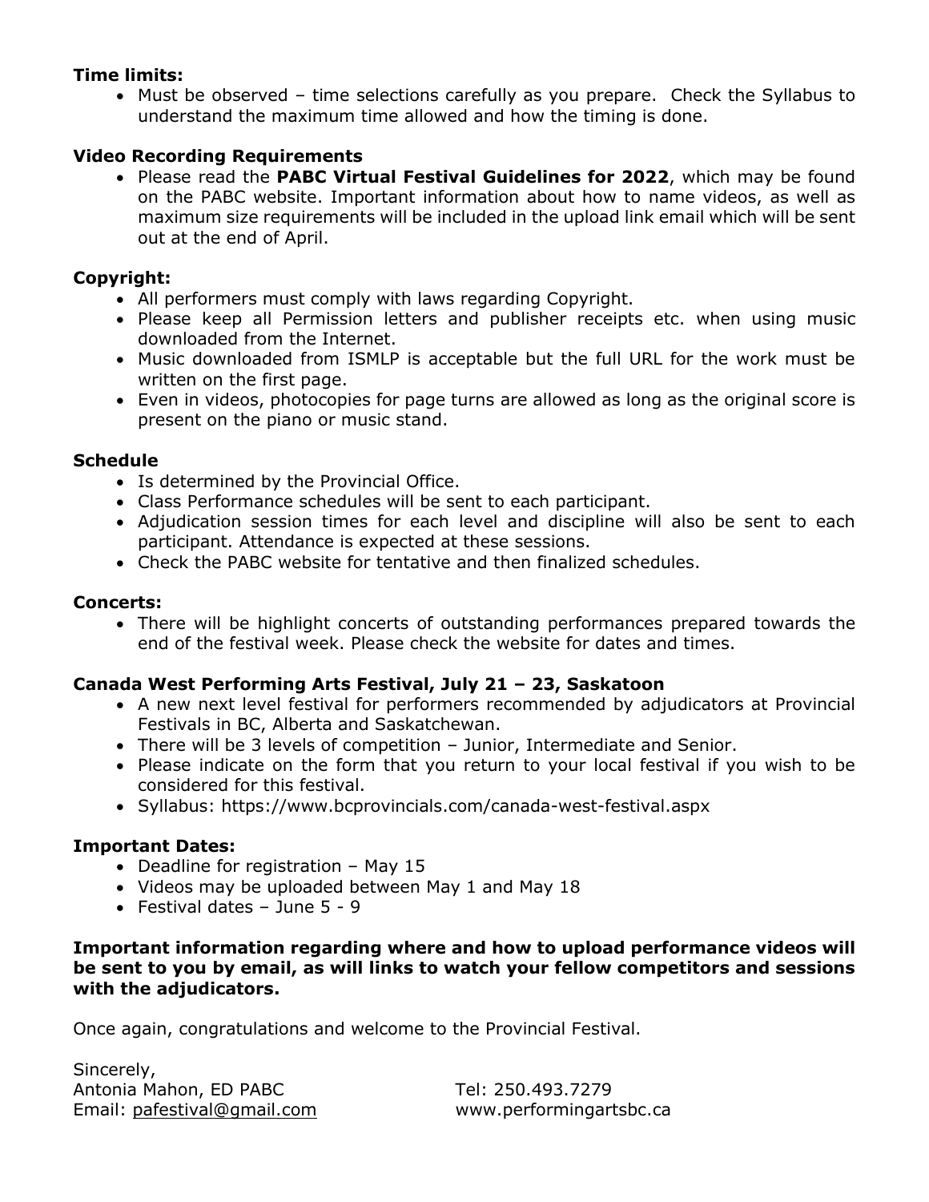**Time limits:**

- Must be observed – time selections carefully as you prepare. Check the Syllabus to understand the maximum time allowed and how the timing is done.

**Video Recording Requirements**

- Please read the **PABC Virtual Festival Guidelines for 2022**, which may be found on the PABC website. Important information about how to name videos, as well as maximum size requirements will be included in the upload link email which will be sent out at the end of April.

**Copyright:**

- All performers must comply with laws regarding Copyright.
- Please keep all Permission letters and publisher receipts etc. when using music downloaded from the Internet.
- Music downloaded from ISMLP is acceptable but the full URL for the work must be written on the first page.
- Even in videos, photocopies for page turns are allowed as long as the original score is present on the piano or music stand.

**Schedule**

- Is determined by the Provincial Office.
- Class Performance schedules will be sent to each participant.
- Adjudication session times for each level and discipline will also be sent to each participant. Attendance is expected at these sessions.
- Check the PABC website for tentative and then finalized schedules.

**Concerts:**

- There will be highlight concerts of outstanding performances prepared towards the end of the festival week. Please check the website for dates and times.

**Canada West Performing Arts Festival, July 21 – 23, Saskatoon**

- A new next level festival for performers recommended by adjudicators at Provincial Festivals in BC, Alberta and Saskatchewan.
- There will be 3 levels of competition – Junior, Intermediate and Senior.
- Please indicate on the form that you return to your local festival if you wish to be considered for this festival.
- Syllabus: https://www.bcprovincials.com/canada-west-festival.aspx

**Important Dates:**

- Deadline for registration – May 15
- Videos may be uploaded between May 1 and May 18
- Festival dates – June 5 - 9

**Important information regarding where and how to upload performance videos will be sent to you by email, as will links to watch your fellow competitors and sessions with the adjudicators.**

Once again, congratulations and welcome to the Provincial Festival.

Sincerely,
Antonia Mahon, ED PABC
Email: pafestival@gmail.com

Tel: 250.493.7279
www.performingartsbc.ca